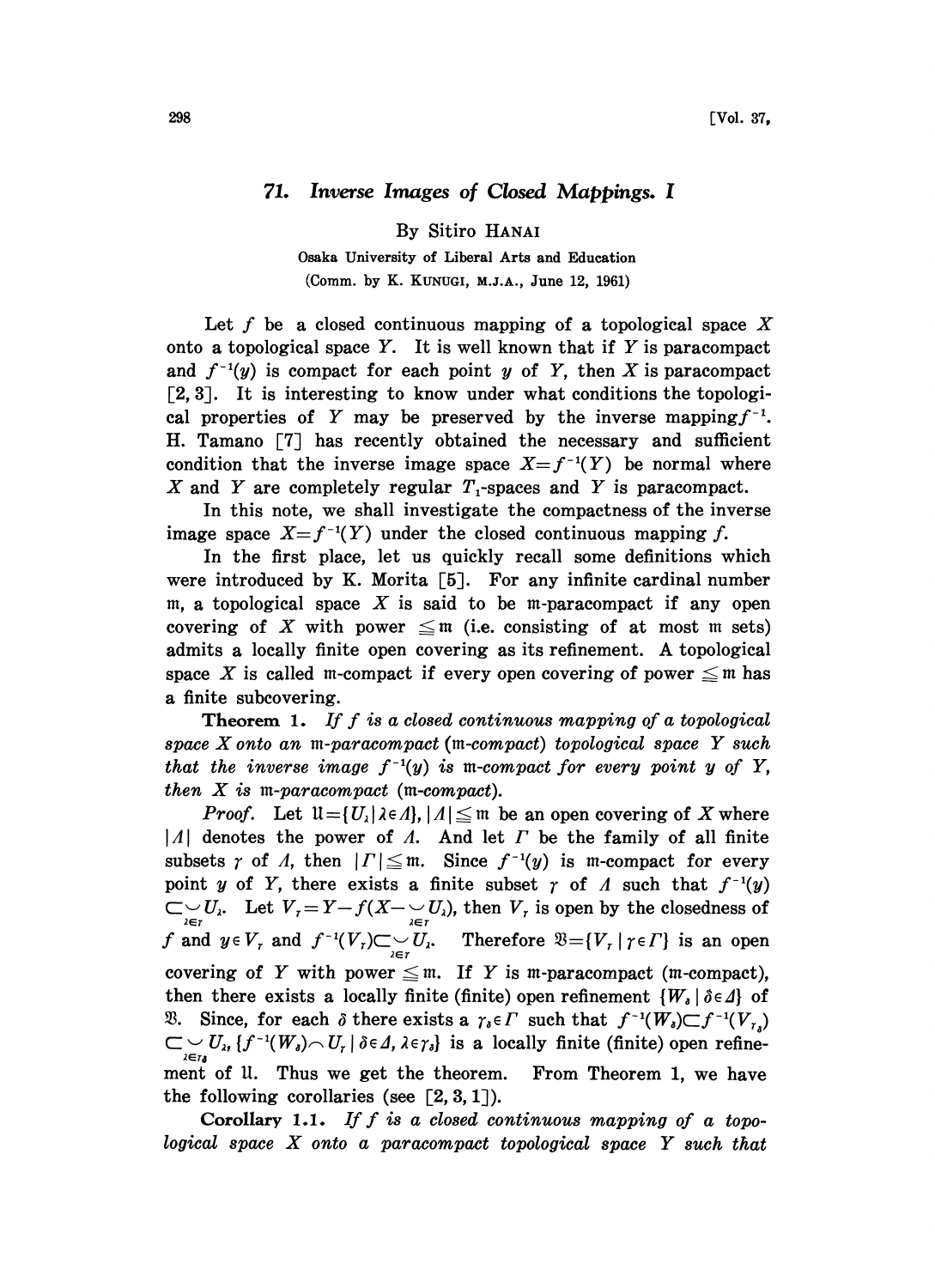# 71. Inverse Images of Closed Mappings. I

By Sitiro HANAI

Osaka University of Liberal Arts and Education

(Comm. by K. KUNUGI, M.J.A., June 12, 1961)

Let $f$ be a closed continuous mapping of a topological space $X$ onto a topological space $Y$. It is well known that if $Y$ is paracompact and $f^{-1}(y)$ is compact for each point $y$ of $Y$, then $X$ is paracompact [2, 3]. It is interesting to know under what conditions the topological properties of $Y$ may be preserved by the inverse mapping $f^{-1}$. H. Tamano [7] has recently obtained the necessary and sufficient condition that the inverse image space $X=f^{-1}(Y)$ be normal where $X$ and $Y$ are completely regular $T_1$-spaces and $Y$ is paracompact.

In this note, we shall investigate the compactness of the inverse image space $X=f^{-1}(Y)$ under the closed continuous mapping $f$.

In the first place, let us quickly recall some definitions which were introduced by K. Morita [5]. For any infinite cardinal number $\mathfrak{m}$, a topological space $X$ is said to be $\mathfrak{m}$-paracompact if any open covering of $X$ with power $\leqq \mathfrak{m}$ (i.e. consisting of at most $\mathfrak{m}$ sets) admits a locally finite open covering as its refinement. A topological space $X$ is called $\mathfrak{m}$-compact if every open covering of power $\leqq \mathfrak{m}$ has a finite subcovering.

**Theorem 1.** *If $f$ is a closed continuous mapping of a topological space $X$ onto an $\mathfrak{m}$-paracompact ($\mathfrak{m}$-compact) topological space $Y$ such that the inverse image $f^{-1}(y)$ is $\mathfrak{m}$-compact for every point $y$ of $Y$, then $X$ is $\mathfrak{m}$-paracompact ($\mathfrak{m}$-compact).*

*Proof.* Let $\mathfrak{U}=\{U_\lambda \mid \lambda \in \Lambda\}$, $|\Lambda| \leqq \mathfrak{m}$ be an open covering of $X$ where $|\Lambda|$ denotes the power of $\Lambda$. And let $\Gamma$ be the family of all finite subsets $\gamma$ of $\Lambda$, then $|\Gamma| \leqq \mathfrak{m}$. Since $f^{-1}(y)$ is $\mathfrak{m}$-compact for every point $y$ of $Y$, there exists a finite subset $\gamma$ of $\Lambda$ such that $f^{-1}(y) \subset \bigcup_{\lambda \in \gamma} U_\lambda$. Let $V_\gamma = Y - f(X - \bigcup_{\lambda \in \gamma} U_\lambda)$, then $V_\gamma$ is open by the closedness of $f$ and $y \in V_\gamma$ and $f^{-1}(V_\gamma) \subset \bigcup_{\lambda \in \gamma} U_\lambda$. Therefore $\mathfrak{V}=\{V_\gamma \mid \gamma \in \Gamma\}$ is an open covering of $Y$ with power $\leqq \mathfrak{m}$. If $Y$ is $\mathfrak{m}$-paracompact ($\mathfrak{m}$-compact), then there exists a locally finite (finite) open refinement $\{W_\delta \mid \delta \in \Delta\}$ of $\mathfrak{V}$. Since, for each $\delta$ there exists a $\gamma_\delta \in \Gamma$ such that $f^{-1}(W_\delta) \subset f^{-1}(V_{\gamma_\delta}) \subset \bigcup_{\lambda \in \gamma_\delta} U_\lambda$, $\{f^{-1}(W_\delta) \cap U_\lambda \mid \delta \in \Delta, \lambda \in \gamma_\delta\}$ is a locally finite (finite) open refinement of $\mathfrak{U}$. Thus we get the theorem. From Theorem 1, we have the following corollaries (see [2, 3, 1]).

**Corollary 1.1.** *If $f$ is a closed continuous mapping of a topological space $X$ onto a paracompact topological space $Y$ such that*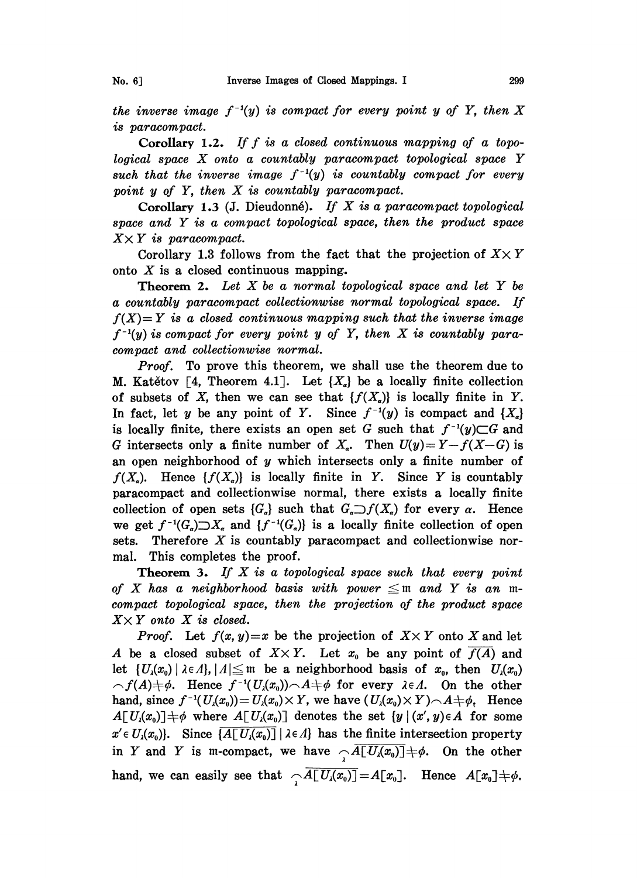*the inverse image $f^{-1}(y)$ is compact for every point $y$ of $Y$, then $X$ is paracompact.*

**Corollary 1.2.** *If $f$ is a closed continuous mapping of a topological space $X$ onto a countably paracompact topological space $Y$ such that the inverse image $f^{-1}(y)$ is countably compact for every point $y$ of $Y$, then $X$ is countably paracompact.*

**Corollary 1.3** (J. Dieudonné). *If $X$ is a paracompact topological space and $Y$ is a compact topological space, then the product space $X \times Y$ is paracompact.*

Corollary 1.3 follows from the fact that the projection of $X \times Y$ onto $X$ is a closed continuous mapping.

**Theorem 2.** *Let $X$ be a normal topological space and let $Y$ be a countably paracompact collectionwise normal topological space. If $f(X)=Y$ is a closed continuous mapping such that the inverse image $f^{-1}(y)$ is compact for every point $y$ of $Y$, then $X$ is countably paracompact and collectionwise normal.*

*Proof.* To prove this theorem, we shall use the theorem due to M. Katětov [4, Theorem 4.1]. Let $\{X_\alpha\}$ be a locally finite collection of subsets of $X$, then we can see that $\{f(X_\alpha)\}$ is locally finite in $Y$. In fact, let $y$ be any point of $Y$. Since $f^{-1}(y)$ is compact and $\{X_\alpha\}$ is locally finite, there exists an open set $G$ such that $f^{-1}(y) \subset G$ and $G$ intersects only a finite number of $X_\alpha$. Then $U(y)=Y-f(X-G)$ is an open neighborhood of $y$ which intersects only a finite number of $f(X_\alpha)$. Hence $\{f(X_\alpha)\}$ is locally finite in $Y$. Since $Y$ is countably paracompact and collectionwise normal, there exists a locally finite collection of open sets $\{G_\alpha\}$ such that $G_\alpha \supset f(X_\alpha)$ for every $\alpha$. Hence we get $f^{-1}(G_\alpha) \supset X_\alpha$ and $\{f^{-1}(G_\alpha)\}$ is a locally finite collection of open sets. Therefore $X$ is countably paracompact and collectionwise normal. This completes the proof.

**Theorem 3.** *If $X$ is a topological space such that every point of $X$ has a neighborhood basis with power $\leqq \mathfrak{m}$ and $Y$ is an $\mathfrak{m}$-compact topological space, then the projection of the product space $X \times Y$ onto $X$ is closed.*

*Proof.* Let $f(x, y)=x$ be the projection of $X \times Y$ onto $X$ and let $A$ be a closed subset of $X \times Y$. Let $x_0$ be any point of $\overline{f(A)}$ and let $\{U_\lambda(x_0) \mid \lambda \in \Lambda\}, |\Lambda| \leqq \mathfrak{m}$ be a neighborhood basis of $x_0$, then $U_\lambda(x_0) \frown f(A) \neq \phi$. Hence $f^{-1}(U_\lambda(x_0)) \frown A \neq \phi$ for every $\lambda \in \Lambda$. On the other hand, since $f^{-1}(U_\lambda(x_0))=U_\lambda(x_0) \times Y$, we have $(U_\lambda(x_0) \times Y) \frown A \neq \phi$, Hence $A[U_\lambda(x_0)] \neq \phi$ where $A[U_\lambda(x_0)]$ denotes the set $\{y \mid (x', y) \in A$ for some $x' \in U_\lambda(x_0)\}$. Since $\{\overline{A[U_\lambda(x_0)]} \mid \lambda \in \Lambda\}$ has the finite intersection property in $Y$ and $Y$ is $\mathfrak{m}$-compact, we have $\frown_\lambda \overline{A[U_\lambda(x_0)]} \neq \phi$. On the other hand, we can easily see that $\frown_\lambda \overline{A[U_\lambda(x_0)]}=A[x_0]$. Hence $A[x_0] \neq \phi$.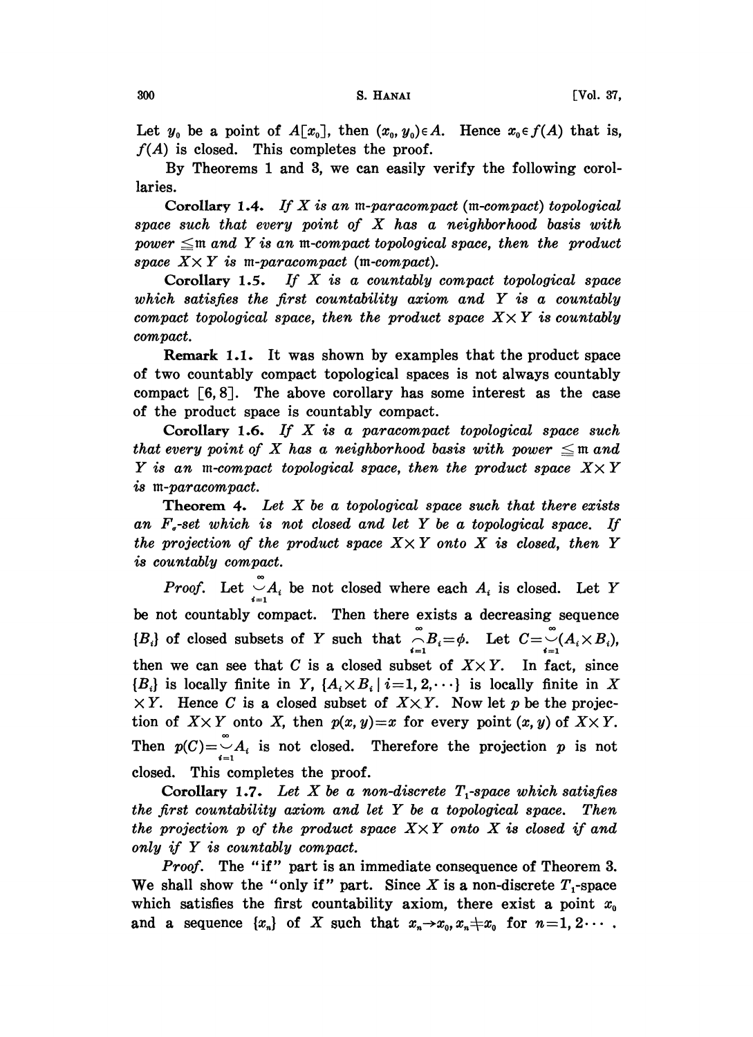Let $y_0$ be a point of $A[x_0]$, then $(x_0, y_0) \in A$. Hence $x_0 \in f(A)$ that is, $f(A)$ is closed. This completes the proof.

By Theorems 1 and 3, we can easily verify the following corollaries.

**Corollary 1.4.** *If $X$ is an $\mathfrak{m}$-paracompact ($\mathfrak{m}$-compact) topological space such that every point of $X$ has a neighborhood basis with power $\leq \mathfrak{m}$ and $Y$ is an $\mathfrak{m}$-compact topological space, then the product space $X \times Y$ is $\mathfrak{m}$-paracompact ($\mathfrak{m}$-compact).*

**Corollary 1.5.** *If $X$ is a countably compact topological space which satisfies the first countability axiom and $Y$ is a countably compact topological space, then the product space $X \times Y$ is countably compact.*

**Remark 1.1.** It was shown by examples that the product space of two countably compact topological spaces is not always countably compact [6, 8]. The above corollary has some interest as the case of the product space is countably compact.

**Corollary 1.6.** *If $X$ is a paracompact topological space such that every point of $X$ has a neighborhood basis with power $\leq \mathfrak{m}$ and $Y$ is an $\mathfrak{m}$-compact topological space, then the product space $X \times Y$ is $\mathfrak{m}$-paracompact.*

**Theorem 4.** *Let $X$ be a topological space such that there exists an $F_\sigma$-set which is not closed and let $Y$ be a topological space. If the projection of the product space $X \times Y$ onto $X$ is closed, then $Y$ is countably compact.*

*Proof.* Let $\bigcup_{i=1}^{\infty} A_i$ be not closed where each $A_i$ is closed. Let $Y$ be not countably compact. Then there exists a decreasing sequence $\{B_i\}$ of closed subsets of $Y$ such that $\bigcap_{i=1}^{\infty} B_i = \phi$. Let $C = \bigcup_{i=1}^{\infty} (A_i \times B_i)$, then we can see that $C$ is a closed subset of $X \times Y$. In fact, since $\{B_i\}$ is locally finite in $Y$, $\{A_i \times B_i \mid i = 1, 2, \cdots\}$ is locally finite in $X \times Y$. Hence $C$ is a closed subset of $X \times Y$. Now let $p$ be the projection of $X \times Y$ onto $X$, then $p(x, y) = x$ for every point $(x, y)$ of $X \times Y$. Then $p(C) = \bigcup_{i=1}^{\infty} A_i$ is not closed. Therefore the projection $p$ is not closed. This completes the proof.

**Corollary 1.7.** *Let $X$ be a non-discrete $T_1$-space which satisfies the first countability axiom and let $Y$ be a topological space. Then the projection $p$ of the product space $X \times Y$ onto $X$ is closed if and only if $Y$ is countably compact.*

*Proof.* The "if" part is an immediate consequence of Theorem 3. We shall show the "only if" part. Since $X$ is a non-discrete $T_1$-space which satisfies the first countability axiom, there exist a point $x_0$ and a sequence $\{x_n\}$ of $X$ such that $x_n \to x_0$, $x_n \neq x_0$ for $n = 1, 2 \cdots$.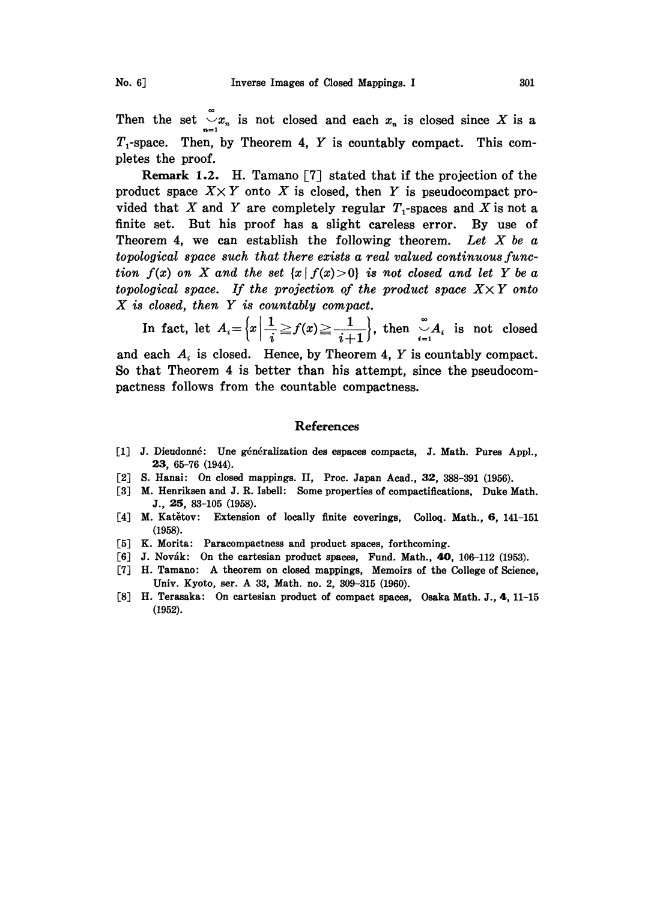Then the set $\overset{\infty}{\underset{n=1}{\smile}} x_n$ is not closed and each $x_n$ is closed since $X$ is a $T_1$-space. Then, by Theorem 4, $Y$ is countably compact. This completes the proof.

**Remark 1.2.** H. Tamano [7] stated that if the projection of the product space $X \times Y$ onto $X$ is closed, then $Y$ is pseudocompact provided that $X$ and $Y$ are completely regular $T_1$-spaces and $X$ is not a finite set. But his proof has a slight careless error. By use of Theorem 4, we can establish the following theorem. *Let $X$ be a topological space such that there exists a real valued continuous function $f(x)$ on $X$ and the set $\{x \mid f(x) > 0\}$ is not closed and let $Y$ be a topological space. If the projection of the product space $X \times Y$ onto $X$ is closed, then $Y$ is countably compact.*

In fact, let $A_i = \left\{x \,\middle|\, \frac{1}{i} \geqq f(x) \geqq \frac{1}{i+1}\right\}$, then $\overset{\infty}{\underset{i=1}{\smile}} A_i$ is not closed and each $A_i$ is closed. Hence, by Theorem 4, $Y$ is countably compact. So that Theorem 4 is better than his attempt, since the pseudocompactness follows from the countable compactness.

## References

[1] J. Dieudonné: Une généralization des espaces compacts, J. Math. Pures Appl., **23**, 65–76 (1944).

[2] S. Hanai: On closed mappings. II, Proc. Japan Acad., **32**, 388–391 (1956).

[3] M. Henriksen and J. R. Isbell: Some properties of compactifications, Duke Math. J., **25**, 83–105 (1958).

[4] M. Katětov: Extension of locally finite coverings, Colloq. Math., **6**, 141–151 (1958).

[5] K. Morita: Paracompactness and product spaces, forthcoming.

[6] J. Novák: On the cartesian product spaces, Fund. Math., **40**, 106–112 (1953).

[7] H. Tamano: A theorem on closed mappings, Memoirs of the College of Science, Univ. Kyoto, ser. A 33, Math. no. 2, 309–315 (1960).

[8] H. Terasaka: On cartesian product of compact spaces, Osaka Math. J., **4**, 11–15 (1952).